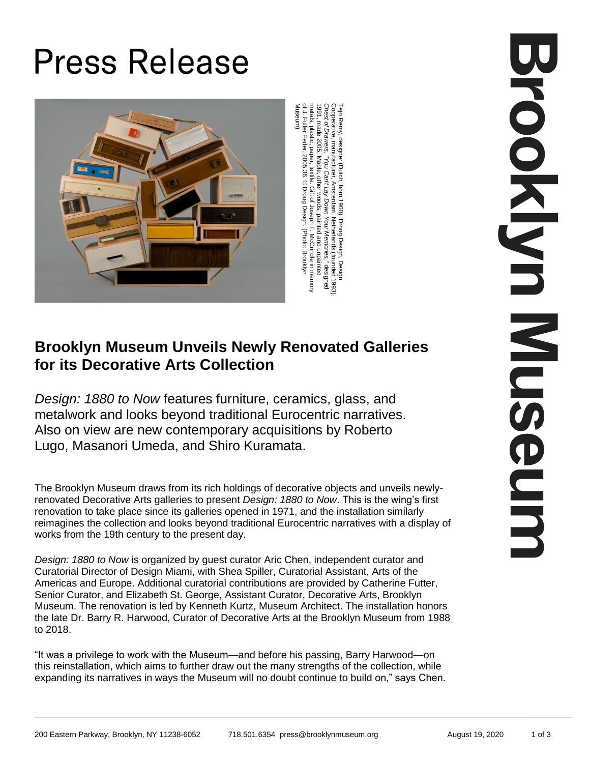# Press Release

Tejo Remy, designer (Dutch, born 1960). Droog Design, Design Cooperative, manufacturer, Amsterdam, Netherlands (founded 1993). *Chest of Drawers, "You Can't Lay Down Your Memories,"* designed 1991, made 2005. Maple, other woods, painted and unpainted metals, plastic, paper, textile. Gift of Joseph F. McCrindle in memory of J. Fuller Feder, 2005.36. © Droog Design. (Photo: Brooklyn Museum)

## Brooklyn Museum Unveils Newly Renovated Galleries for its Decorative Arts Collection

*Design: 1880 to Now* features furniture, ceramics, glass, and metalwork and looks beyond traditional Eurocentric narratives. Also on view are new contemporary acquisitions by Roberto Lugo, Masanori Umeda, and Shiro Kuramata.

The Brooklyn Museum draws from its rich holdings of decorative objects and unveils newly-renovated Decorative Arts galleries to present *Design: 1880 to Now*. This is the wing's first renovation to take place since its galleries opened in 1971, and the installation similarly reimagines the collection and looks beyond traditional Eurocentric narratives with a display of works from the 19th century to the present day.

*Design: 1880 to Now* is organized by guest curator Aric Chen, independent curator and Curatorial Director of Design Miami, with Shea Spiller, Curatorial Assistant, Arts of the Americas and Europe. Additional curatorial contributions are provided by Catherine Futter, Senior Curator, and Elizabeth St. George, Assistant Curator, Decorative Arts, Brooklyn Museum. The renovation is led by Kenneth Kurtz, Museum Architect. The installation honors the late Dr. Barry R. Harwood, Curator of Decorative Arts at the Brooklyn Museum from 1988 to 2018.

"It was a privilege to work with the Museum—and before his passing, Barry Harwood—on this reinstallation, which aims to further draw out the many strengths of the collection, while expanding its narratives in ways the Museum will no doubt continue to build on," says Chen.

200 Eastern Parkway, Brooklyn, NY 11238-6052 718.501.6354 press@brooklynmuseum.org August 19, 2020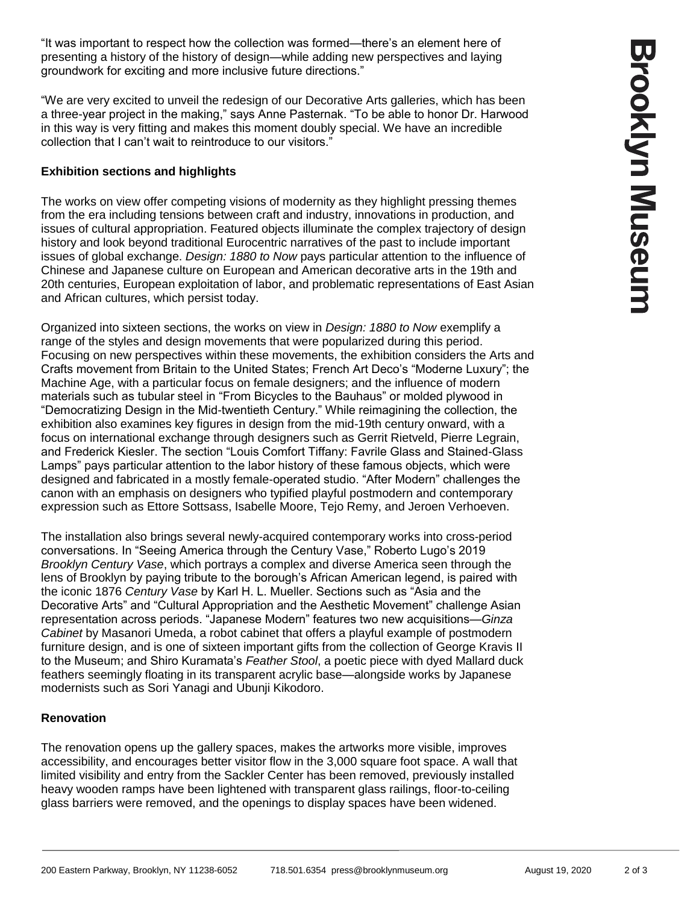"It was important to respect how the collection was formed—there's an element here of presenting a history of the history of design—while adding new perspectives and laying groundwork for exciting and more inclusive future directions."

"We are very excited to unveil the redesign of our Decorative Arts galleries, which has been a three-year project in the making," says Anne Pasternak. "To be able to honor Dr. Harwood in this way is very fitting and makes this moment doubly special. We have an incredible collection that I can't wait to reintroduce to our visitors."

**Exhibition sections and highlights**

The works on view offer competing visions of modernity as they highlight pressing themes from the era including tensions between craft and industry, innovations in production, and issues of cultural appropriation. Featured objects illuminate the complex trajectory of design history and look beyond traditional Eurocentric narratives of the past to include important issues of global exchange. *Design: 1880 to Now* pays particular attention to the influence of Chinese and Japanese culture on European and American decorative arts in the 19th and 20th centuries, European exploitation of labor, and problematic representations of East Asian and African cultures, which persist today.

Organized into sixteen sections, the works on view in *Design: 1880 to Now* exemplify a range of the styles and design movements that were popularized during this period. Focusing on new perspectives within these movements, the exhibition considers the Arts and Crafts movement from Britain to the United States; French Art Deco's "Moderne Luxury"; the Machine Age, with a particular focus on female designers; and the influence of modern materials such as tubular steel in "From Bicycles to the Bauhaus" or molded plywood in "Democratizing Design in the Mid-twentieth Century." While reimagining the collection, the exhibition also examines key figures in design from the mid-19th century onward, with a focus on international exchange through designers such as Gerrit Rietveld, Pierre Legrain, and Frederick Kiesler. The section "Louis Comfort Tiffany: Favrile Glass and Stained-Glass Lamps" pays particular attention to the labor history of these famous objects, which were designed and fabricated in a mostly female-operated studio. "After Modern" challenges the canon with an emphasis on designers who typified playful postmodern and contemporary expression such as Ettore Sottsass, Isabelle Moore, Tejo Remy, and Jeroen Verhoeven.

The installation also brings several newly-acquired contemporary works into cross-period conversations. In "Seeing America through the Century Vase," Roberto Lugo's 2019 *Brooklyn Century Vase*, which portrays a complex and diverse America seen through the lens of Brooklyn by paying tribute to the borough's African American legend, is paired with the iconic 1876 *Century Vase* by Karl H. L. Mueller. Sections such as "Asia and the Decorative Arts" and "Cultural Appropriation and the Aesthetic Movement" challenge Asian representation across periods. "Japanese Modern" features two new acquisitions—*Ginza Cabinet* by Masanori Umeda, a robot cabinet that offers a playful example of postmodern furniture design, and is one of sixteen important gifts from the collection of George Kravis II to the Museum; and Shiro Kuramata's *Feather Stool*, a poetic piece with dyed Mallard duck feathers seemingly floating in its transparent acrylic base—alongside works by Japanese modernists such as Sori Yanagi and Ubunji Kikodoro.

**Renovation**

The renovation opens up the gallery spaces, makes the artworks more visible, improves accessibility, and encourages better visitor flow in the 3,000 square foot space. A wall that limited visibility and entry from the Sackler Center has been removed, previously installed heavy wooden ramps have been lightened with transparent glass railings, floor-to-ceiling glass barriers were removed, and the openings to display spaces have been widened.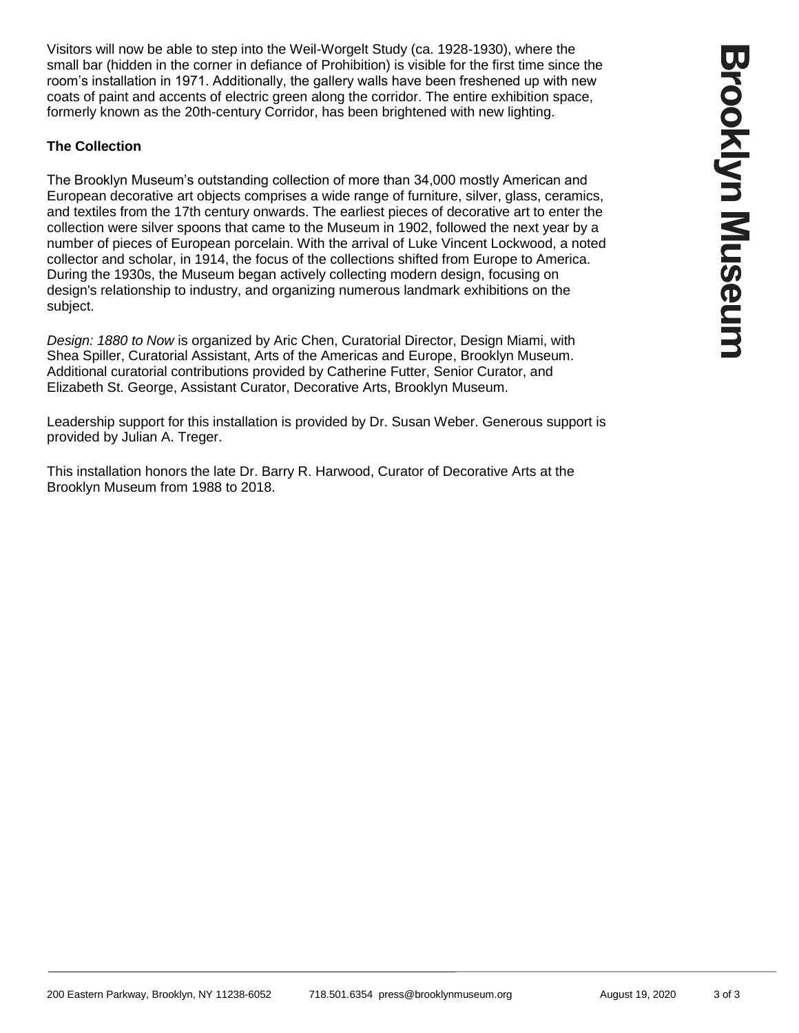Visitors will now be able to step into the Weil-Worgelt Study (ca. 1928-1930), where the small bar (hidden in the corner in defiance of Prohibition) is visible for the first time since the room's installation in 1971. Additionally, the gallery walls have been freshened up with new coats of paint and accents of electric green along the corridor. The entire exhibition space, formerly known as the 20th-century Corridor, has been brightened with new lighting.

**The Collection**

The Brooklyn Museum's outstanding collection of more than 34,000 mostly American and European decorative art objects comprises a wide range of furniture, silver, glass, ceramics, and textiles from the 17th century onwards. The earliest pieces of decorative art to enter the collection were silver spoons that came to the Museum in 1902, followed the next year by a number of pieces of European porcelain. With the arrival of Luke Vincent Lockwood, a noted collector and scholar, in 1914, the focus of the collections shifted from Europe to America. During the 1930s, the Museum began actively collecting modern design, focusing on design's relationship to industry, and organizing numerous landmark exhibitions on the subject.

*Design: 1880 to Now* is organized by Aric Chen, Curatorial Director, Design Miami, with Shea Spiller, Curatorial Assistant, Arts of the Americas and Europe, Brooklyn Museum. Additional curatorial contributions provided by Catherine Futter, Senior Curator, and Elizabeth St. George, Assistant Curator, Decorative Arts, Brooklyn Museum.

Leadership support for this installation is provided by Dr. Susan Weber. Generous support is provided by Julian A. Treger.

This installation honors the late Dr. Barry R. Harwood, Curator of Decorative Arts at the Brooklyn Museum from 1988 to 2018.